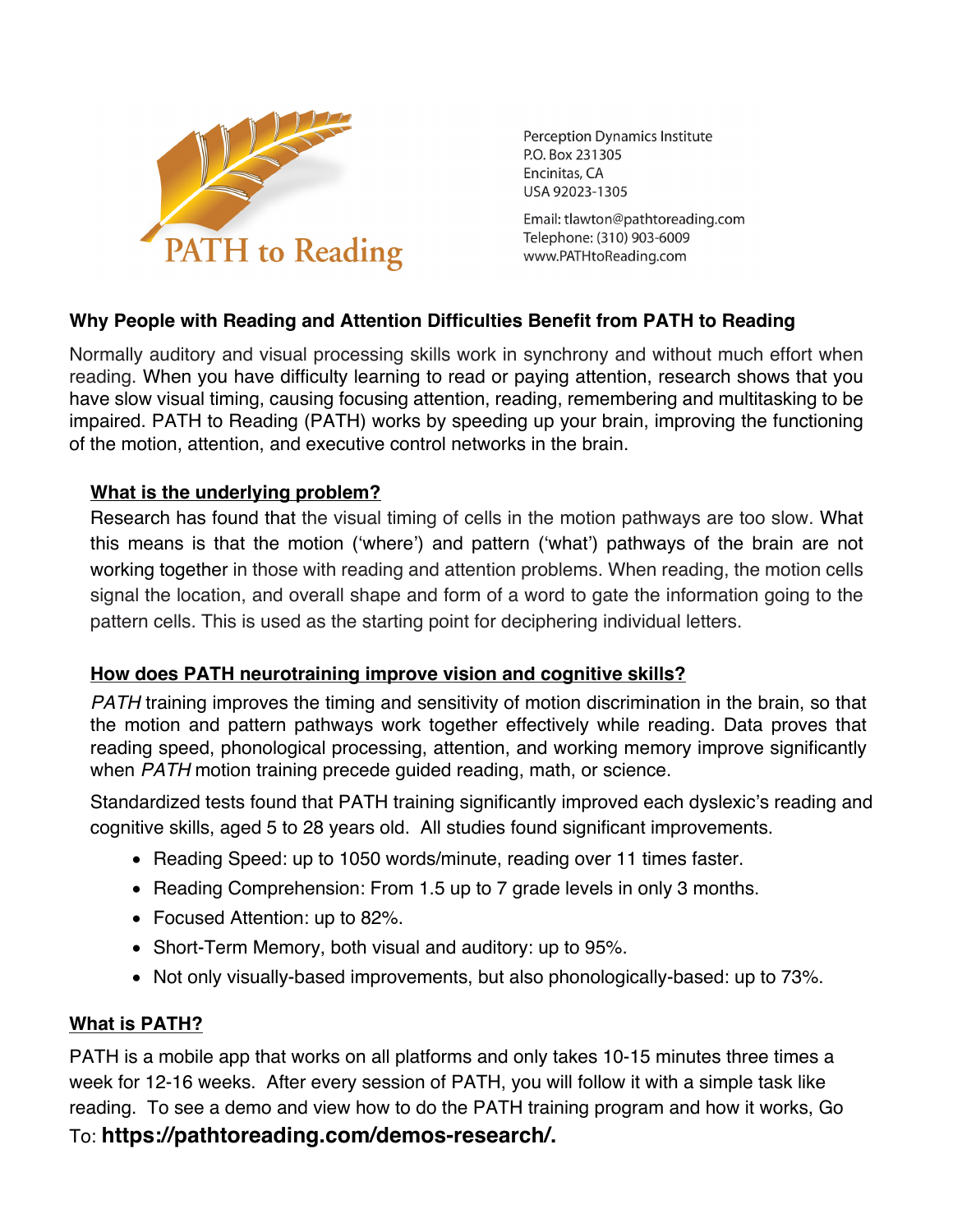PATH to Reading

Perception Dynamics Institute
P.O. Box 231305
Encinitas, CA
USA 92023-1305

Email: tlawton@pathtoreading.com
Telephone: (310) 903-6009
www.PATHtoReading.com

## Why People with Reading and Attention Difficulties Benefit from PATH to Reading

Normally auditory and visual processing skills work in synchrony and without much effort when reading. When you have difficulty learning to read or paying attention, research shows that you have slow visual timing, causing focusing attention, reading, remembering and multitasking to be impaired. PATH to Reading (PATH) works by speeding up your brain, improving the functioning of the motion, attention, and executive control networks in the brain.

### What is the underlying problem?

Research has found that the visual timing of cells in the motion pathways are too slow. What this means is that the motion ('where') and pattern ('what') pathways of the brain are not working together in those with reading and attention problems. When reading, the motion cells signal the location, and overall shape and form of a word to gate the information going to the pattern cells. This is used as the starting point for deciphering individual letters.

### How does PATH neurotraining improve vision and cognitive skills?

*PATH* training improves the timing and sensitivity of motion discrimination in the brain, so that the motion and pattern pathways work together effectively while reading. Data proves that reading speed, phonological processing, attention, and working memory improve significantly when *PATH* motion training precede guided reading, math, or science.

Standardized tests found that PATH training significantly improved each dyslexic's reading and cognitive skills, aged 5 to 28 years old. All studies found significant improvements.

- Reading Speed: up to 1050 words/minute, reading over 11 times faster.
- Reading Comprehension: From 1.5 up to 7 grade levels in only 3 months.
- Focused Attention: up to 82%.
- Short-Term Memory, both visual and auditory: up to 95%.
- Not only visually-based improvements, but also phonologically-based: up to 73%.

## What is PATH?

PATH is a mobile app that works on all platforms and only takes 10-15 minutes three times a week for 12-16 weeks. After every session of PATH, you will follow it with a simple task like reading. To see a demo and view how to do the PATH training program and how it works, Go To: **https://pathtoreading.com/demos-research/.**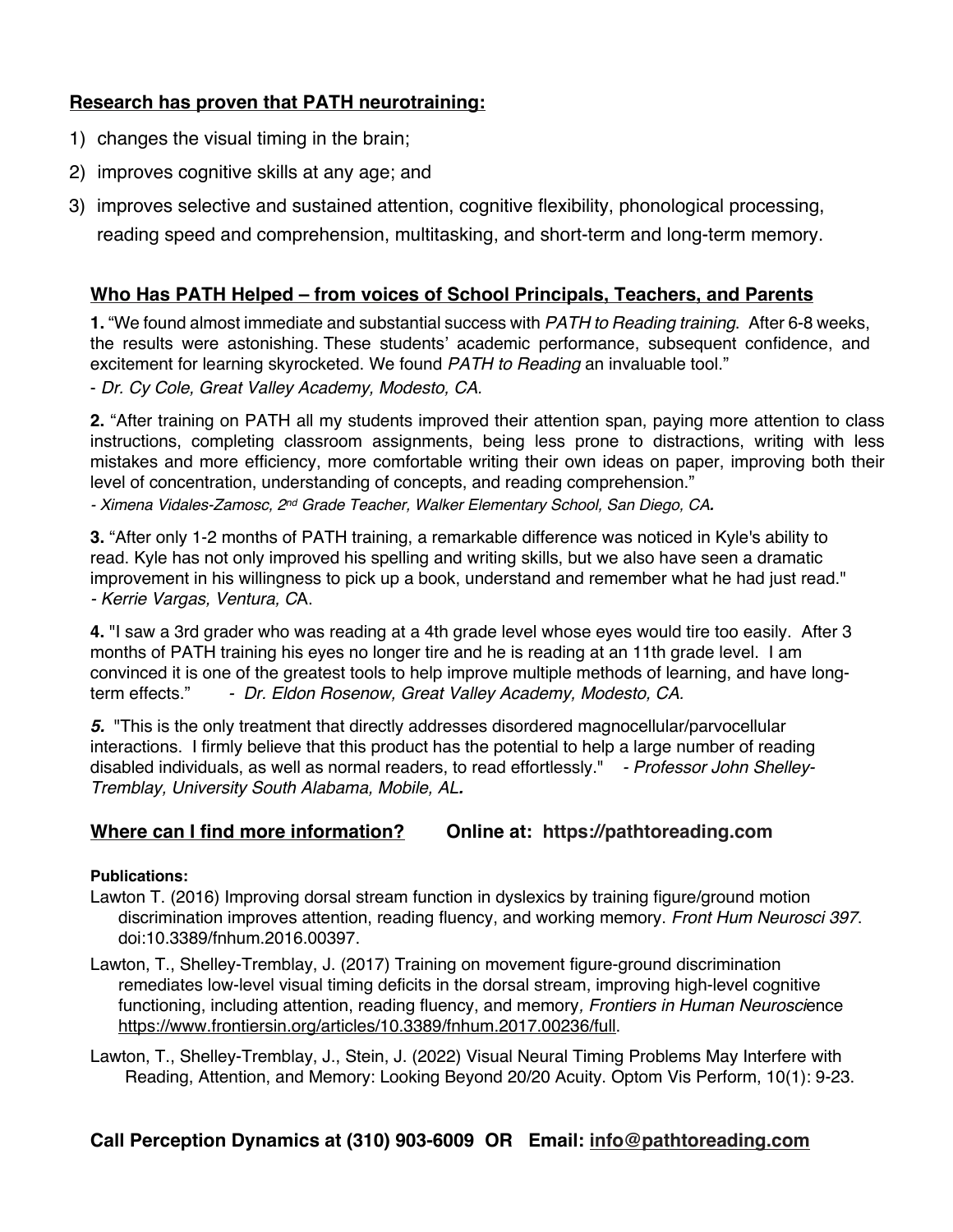**Research has proven that PATH neurotraining:**

1) changes the visual timing in the brain;
2) improves cognitive skills at any age; and
3) improves selective and sustained attention, cognitive flexibility, phonological processing, reading speed and comprehension, multitasking, and short-term and long-term memory.

## Who Has PATH Helped – from voices of School Principals, Teachers, and Parents

**1.** "We found almost immediate and substantial success with *PATH to Reading training*. After 6-8 weeks, the results were astonishing. These students' academic performance, subsequent confidence, and excitement for learning skyrocketed. We found *PATH to Reading* an invaluable tool."
*- Dr. Cy Cole, Great Valley Academy, Modesto, CA.*

**2.** "After training on PATH all my students improved their attention span, paying more attention to class instructions, completing classroom assignments, being less prone to distractions, writing with less mistakes and more efficiency, more comfortable writing their own ideas on paper, improving both their level of concentration, understanding of concepts, and reading comprehension."
*- Ximena Vidales-Zamosc, 2nd Grade Teacher, Walker Elementary School, San Diego, CA.*

**3.** "After only 1-2 months of PATH training, a remarkable difference was noticed in Kyle's ability to read. Kyle has not only improved his spelling and writing skills, but we also have seen a dramatic improvement in his willingness to pick up a book, understand and remember what he had just read."
*- Kerrie Vargas, Ventura, C*A.

**4.** "I saw a 3rd grader who was reading at a 4th grade level whose eyes would tire too easily. After 3 months of PATH training his eyes no longer tire and he is reading at an 11th grade level. I am convinced it is one of the greatest tools to help improve multiple methods of learning, and have long-term effects." *- Dr. Eldon Rosenow, Great Valley Academy, Modesto, CA.*

***5.*** "This is the only treatment that directly addresses disordered magnocellular/parvocellular interactions. I firmly believe that this product has the potential to help a large number of reading disabled individuals, as well as normal readers, to read effortlessly." *- Professor John Shelley-Tremblay, University South Alabama, Mobile, AL.*

## Where can I find more information? Online at: https://pathtoreading.com

**Publications:**

Lawton T. (2016) Improving dorsal stream function in dyslexics by training figure/ground motion discrimination improves attention, reading fluency, and working memory. *Front Hum Neurosci 397*. doi:10.3389/fnhum.2016.00397.

Lawton, T., Shelley-Tremblay, J. (2017) Training on movement figure-ground discrimination remediates low-level visual timing deficits in the dorsal stream, improving high-level cognitive functioning, including attention, reading fluency, and memory*, Frontiers in Human Neurosci*ence https://www.frontiersin.org/articles/10.3389/fnhum.2017.00236/full.

Lawton, T., Shelley-Tremblay, J., Stein, J. (2022) Visual Neural Timing Problems May Interfere with Reading, Attention, and Memory: Looking Beyond 20/20 Acuity. Optom Vis Perform, 10(1): 9-23.

**Call Perception Dynamics at (310) 903-6009 OR Email: info@pathtoreading.com**